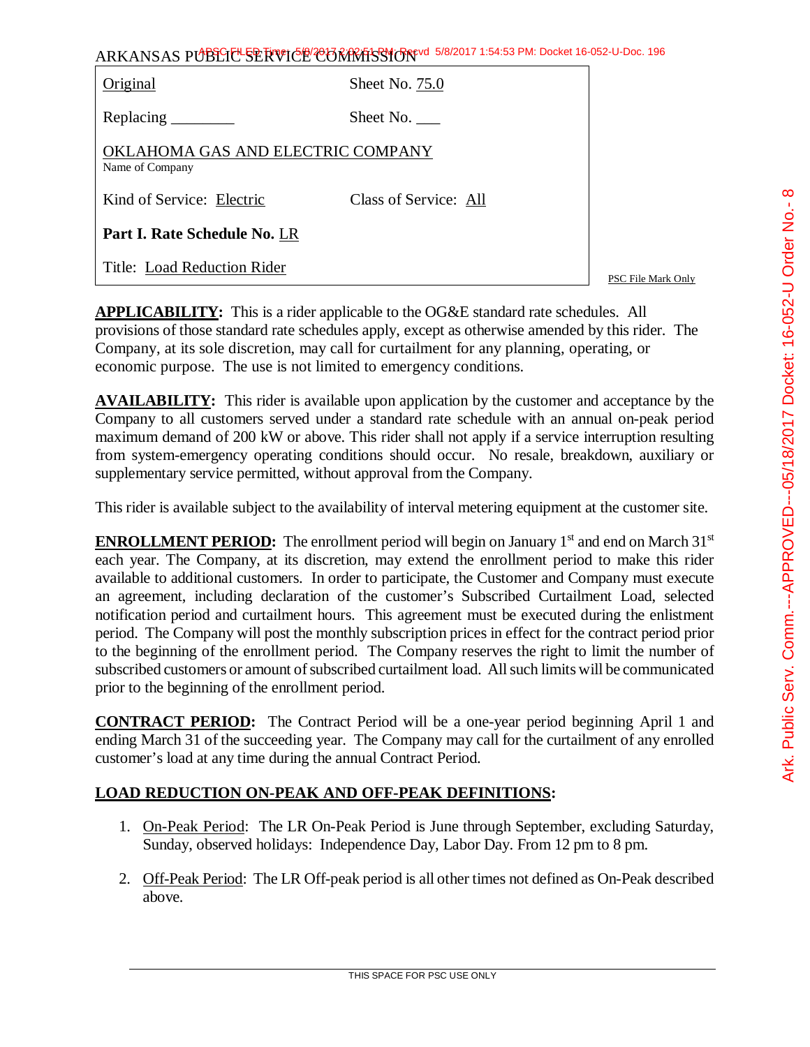ARKANSAS PUBLIC SERVICE COMMISSION

| Original | Sheet No. 75.0 |
|---|---|
| Replacing ________ | Sheet No. ___ |
| OKLAHOMA GAS AND ELECTRIC COMPANY<br>Name of Company | |
| Kind of Service: Electric | Class of Service: All |
| **Part I. Rate Schedule No.** LR | |
| Title: Load Reduction Rider | |

PSC File Mark Only

**APPLICABILITY:** This is a rider applicable to the OG&E standard rate schedules. All provisions of those standard rate schedules apply, except as otherwise amended by this rider. The Company, at its sole discretion, may call for curtailment for any planning, operating, or economic purpose. The use is not limited to emergency conditions.

**AVAILABILITY:** This rider is available upon application by the customer and acceptance by the Company to all customers served under a standard rate schedule with an annual on-peak period maximum demand of 200 kW or above. This rider shall not apply if a service interruption resulting from system-emergency operating conditions should occur. No resale, breakdown, auxiliary or supplementary service permitted, without approval from the Company.

This rider is available subject to the availability of interval metering equipment at the customer site.

**ENROLLMENT PERIOD:** The enrollment period will begin on January 1st and end on March 31st each year. The Company, at its discretion, may extend the enrollment period to make this rider available to additional customers. In order to participate, the Customer and Company must execute an agreement, including declaration of the customer's Subscribed Curtailment Load, selected notification period and curtailment hours. This agreement must be executed during the enlistment period. The Company will post the monthly subscription prices in effect for the contract period prior to the beginning of the enrollment period. The Company reserves the right to limit the number of subscribed customers or amount of subscribed curtailment load. All such limits will be communicated prior to the beginning of the enrollment period.

**CONTRACT PERIOD:** The Contract Period will be a one-year period beginning April 1 and ending March 31 of the succeeding year. The Company may call for the curtailment of any enrolled customer's load at any time during the annual Contract Period.

**LOAD REDUCTION ON-PEAK AND OFF-PEAK DEFINITIONS:**

1. On-Peak Period: The LR On-Peak Period is June through September, excluding Saturday, Sunday, observed holidays: Independence Day, Labor Day. From 12 pm to 8 pm.
2. Off-Peak Period: The LR Off-peak period is all other times not defined as On-Peak described above.

THIS SPACE FOR PSC USE ONLY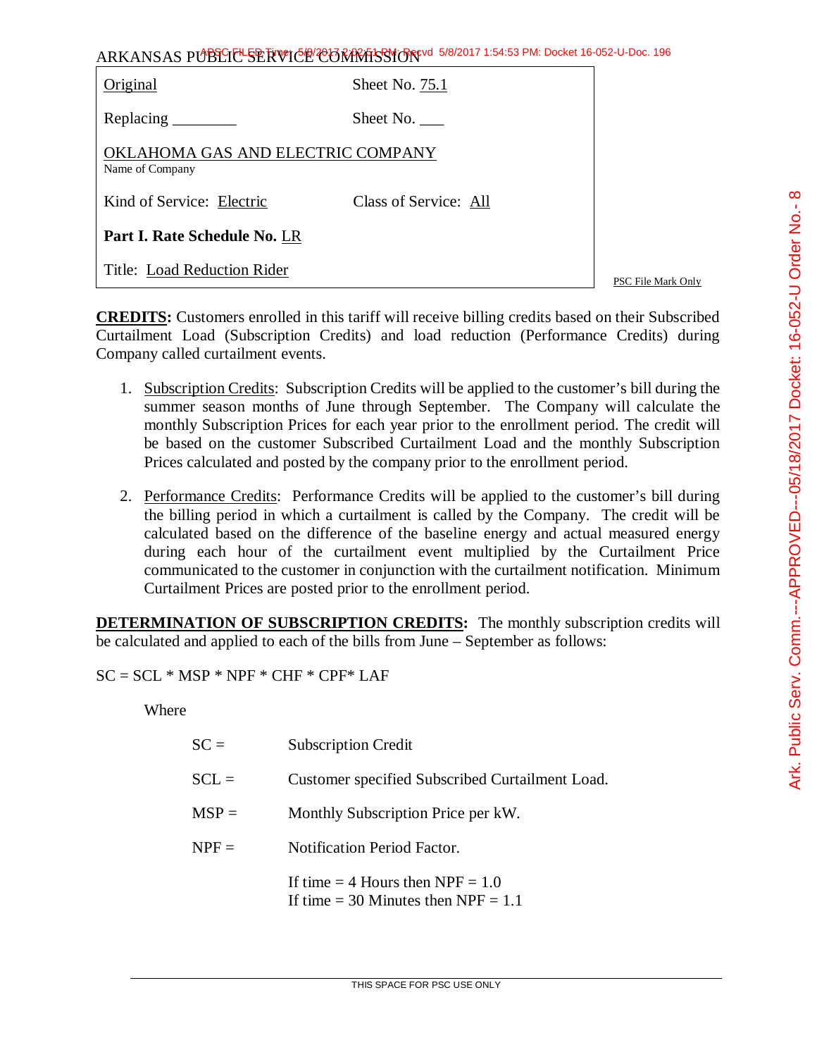ARKANSAS PUBLIC SERVICE COMMISSION

| | |
|---|---|
| Original | Sheet No. 75.1 |
| Replacing ________ | Sheet No. ___ |
| OKLAHOMA GAS AND ELECTRIC COMPANY<br>Name of Company | |
| Kind of Service: Electric | Class of Service: All |
| **Part I. Rate Schedule No.** LR | |
| Title: Load Reduction Rider | |

PSC File Mark Only

**CREDITS:** Customers enrolled in this tariff will receive billing credits based on their Subscribed Curtailment Load (Subscription Credits) and load reduction (Performance Credits) during Company called curtailment events.

1. Subscription Credits: Subscription Credits will be applied to the customer's bill during the summer season months of June through September. The Company will calculate the monthly Subscription Prices for each year prior to the enrollment period. The credit will be based on the customer Subscribed Curtailment Load and the monthly Subscription Prices calculated and posted by the company prior to the enrollment period.

2. Performance Credits: Performance Credits will be applied to the customer's bill during the billing period in which a curtailment is called by the Company. The credit will be calculated based on the difference of the baseline energy and actual measured energy during each hour of the curtailment event multiplied by the Curtailment Price communicated to the customer in conjunction with the curtailment notification. Minimum Curtailment Prices are posted prior to the enrollment period.

**DETERMINATION OF SUBSCRIPTION CREDITS:** The monthly subscription credits will be calculated and applied to each of the bills from June – September as follows:

$$SC = SCL * MSP * NPF * CHF * CPF * LAF$$

Where

SC = Subscription Credit

SCL = Customer specified Subscribed Curtailment Load.

MSP = Monthly Subscription Price per kW.

NPF = Notification Period Factor.

If time = 4 Hours then NPF = 1.0
If time = 30 Minutes then NPF = 1.1

THIS SPACE FOR PSC USE ONLY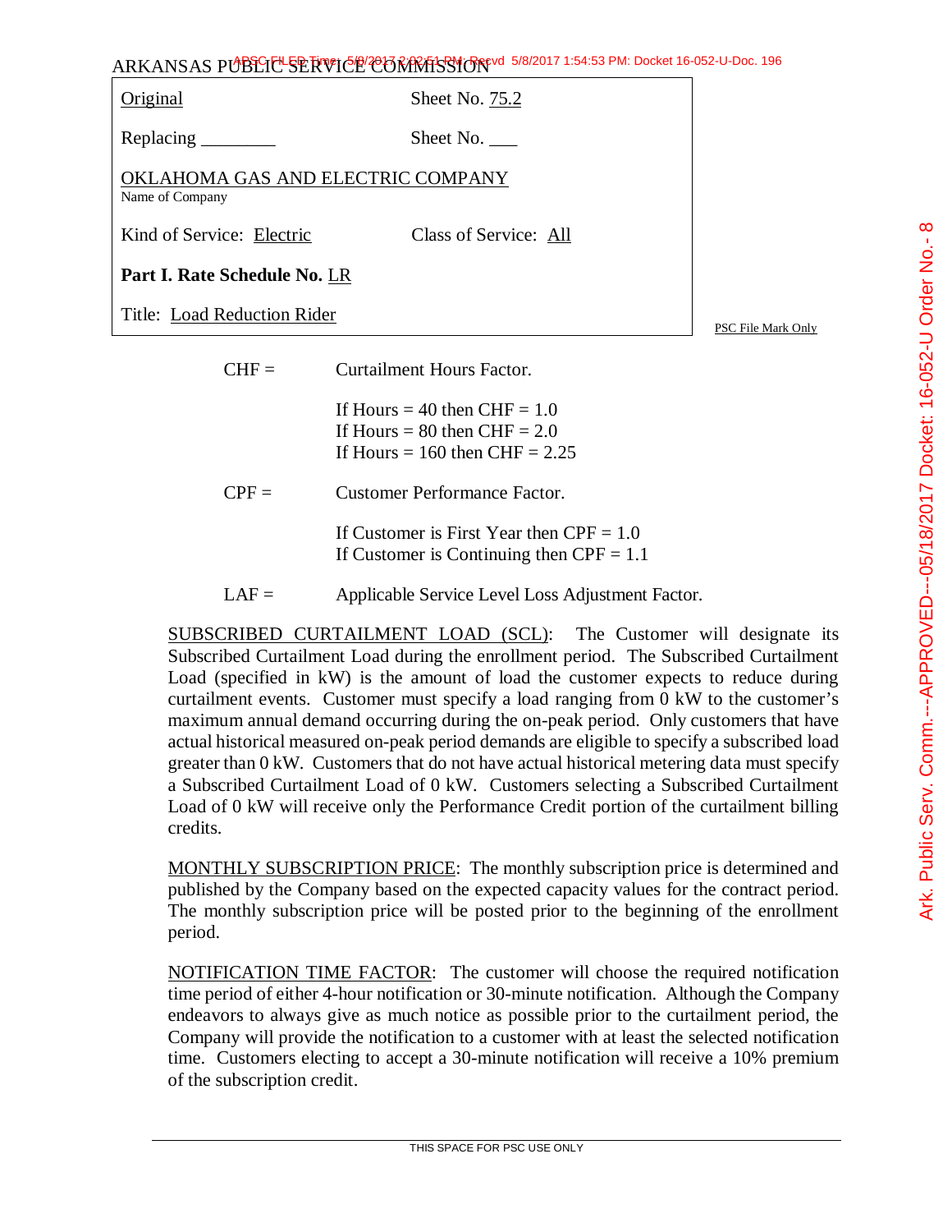ARKANSAS PUBLIC SERVICE COMMISSION

| | |
|---|---|
| Original | Sheet No. 75.2 |
| Replacing ________ | Sheet No. ___ |
| OKLAHOMA GAS AND ELECTRIC COMPANY<br>Name of Company | |
| Kind of Service: Electric | Class of Service: All |
| **Part I. Rate Schedule No.** LR | |
| Title: Load Reduction Rider | |

PSC File Mark Only

CHF = Curtailment Hours Factor.

If Hours = 40 then CHF = 1.0
If Hours = 80 then CHF = 2.0
If Hours = 160 then CHF = 2.25

CPF = Customer Performance Factor.

If Customer is First Year then CPF = 1.0
If Customer is Continuing then CPF = 1.1

LAF = Applicable Service Level Loss Adjustment Factor.

SUBSCRIBED CURTAILMENT LOAD (SCL): The Customer will designate its Subscribed Curtailment Load during the enrollment period. The Subscribed Curtailment Load (specified in kW) is the amount of load the customer expects to reduce during curtailment events. Customer must specify a load ranging from 0 kW to the customer's maximum annual demand occurring during the on-peak period. Only customers that have actual historical measured on-peak period demands are eligible to specify a subscribed load greater than 0 kW. Customers that do not have actual historical metering data must specify a Subscribed Curtailment Load of 0 kW. Customers selecting a Subscribed Curtailment Load of 0 kW will receive only the Performance Credit portion of the curtailment billing credits.

MONTHLY SUBSCRIPTION PRICE: The monthly subscription price is determined and published by the Company based on the expected capacity values for the contract period. The monthly subscription price will be posted prior to the beginning of the enrollment period.

NOTIFICATION TIME FACTOR: The customer will choose the required notification time period of either 4-hour notification or 30-minute notification. Although the Company endeavors to always give as much notice as possible prior to the curtailment period, the Company will provide the notification to a customer with at least the selected notification time. Customers electing to accept a 30-minute notification will receive a 10% premium of the subscription credit.

THIS SPACE FOR PSC USE ONLY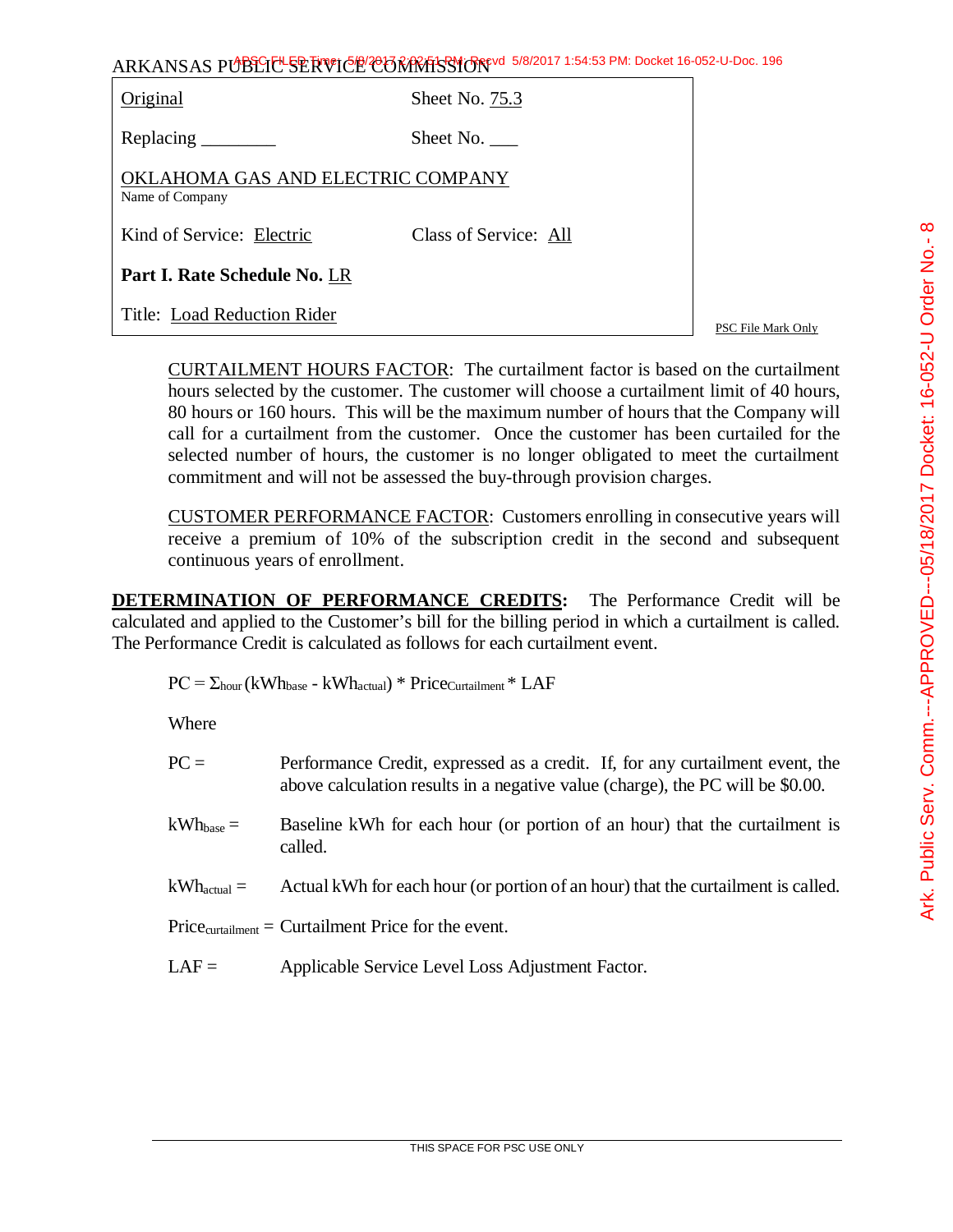ARKANSAS PUBLIC SERVICE COMMISSION

| | |
|---|---|
| Original | Sheet No. 75.3 |
| Replacing ________ | Sheet No. ___ |
| OKLAHOMA GAS AND ELECTRIC COMPANY<br>Name of Company | |
| Kind of Service: Electric | Class of Service: All |
| **Part I. Rate Schedule No.** LR | |
| Title: Load Reduction Rider | |

PSC File Mark Only

CURTAILMENT HOURS FACTOR: The curtailment factor is based on the curtailment hours selected by the customer. The customer will choose a curtailment limit of 40 hours, 80 hours or 160 hours. This will be the maximum number of hours that the Company will call for a curtailment from the customer. Once the customer has been curtailed for the selected number of hours, the customer is no longer obligated to meet the curtailment commitment and will not be assessed the buy-through provision charges.

CUSTOMER PERFORMANCE FACTOR: Customers enrolling in consecutive years will receive a premium of 10% of the subscription credit in the second and subsequent continuous years of enrollment.

**DETERMINATION OF PERFORMANCE CREDITS:** The Performance Credit will be calculated and applied to the Customer's bill for the billing period in which a curtailment is called. The Performance Credit is calculated as follows for each curtailment event.

$$PC = \Sigma_{hour}(kWh_{base} - kWh_{actual}) * Price_{Curtailment} * LAF$$

Where

$PC =$ Performance Credit, expressed as a credit. If, for any curtailment event, the above calculation results in a negative value (charge), the PC will be $0.00.

$kWh_{base} =$ Baseline kWh for each hour (or portion of an hour) that the curtailment is called.

$kWh_{actual} =$ Actual kWh for each hour (or portion of an hour) that the curtailment is called.

$Price_{curtailment} =$ Curtailment Price for the event.

$LAF =$ Applicable Service Level Loss Adjustment Factor.

THIS SPACE FOR PSC USE ONLY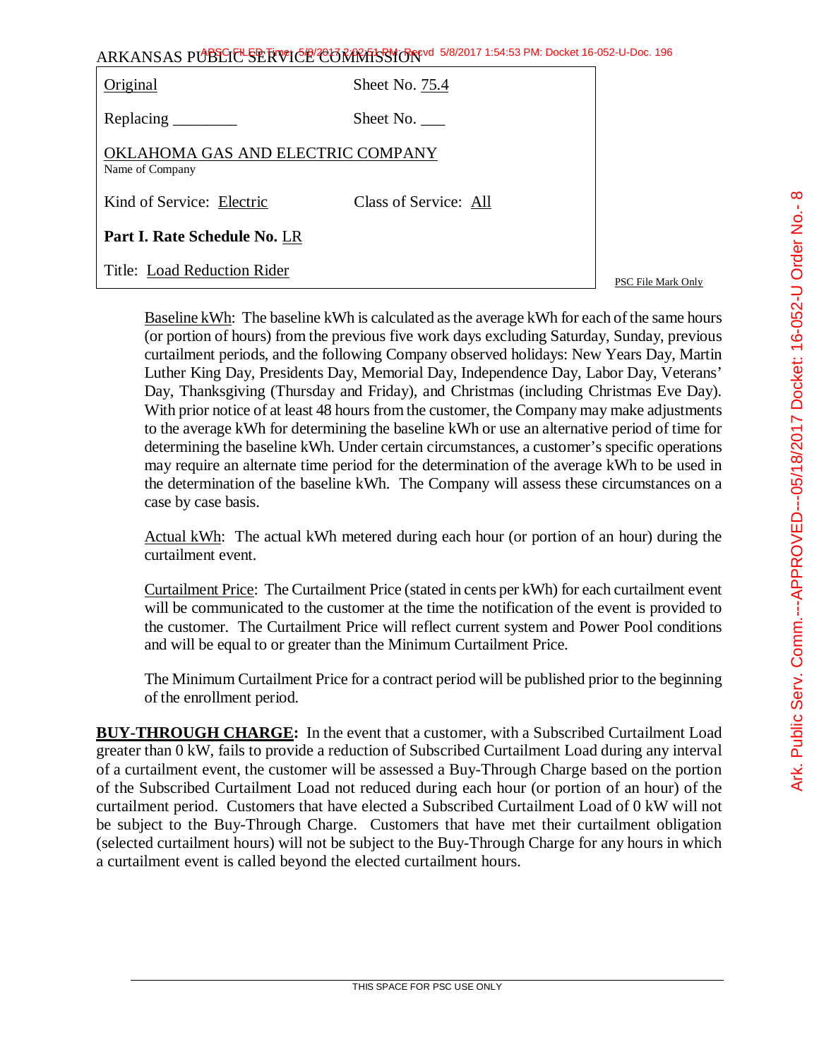ARKANSAS PUBLIC SERVICE COMMISSION

| | |
|---|---|
| Original | Sheet No. 75.4 |
| Replacing ________ | Sheet No. ___ |
| OKLAHOMA GAS AND ELECTRIC COMPANY<br>Name of Company | |
| Kind of Service: Electric | Class of Service: All |
| **Part I. Rate Schedule No.** LR | |
| Title: Load Reduction Rider | |

PSC File Mark Only

Baseline kWh: The baseline kWh is calculated as the average kWh for each of the same hours (or portion of hours) from the previous five work days excluding Saturday, Sunday, previous curtailment periods, and the following Company observed holidays: New Years Day, Martin Luther King Day, Presidents Day, Memorial Day, Independence Day, Labor Day, Veterans' Day, Thanksgiving (Thursday and Friday), and Christmas (including Christmas Eve Day). With prior notice of at least 48 hours from the customer, the Company may make adjustments to the average kWh for determining the baseline kWh or use an alternative period of time for determining the baseline kWh. Under certain circumstances, a customer's specific operations may require an alternate time period for the determination of the average kWh to be used in the determination of the baseline kWh. The Company will assess these circumstances on a case by case basis.

Actual kWh: The actual kWh metered during each hour (or portion of an hour) during the curtailment event.

Curtailment Price: The Curtailment Price (stated in cents per kWh) for each curtailment event will be communicated to the customer at the time the notification of the event is provided to the customer. The Curtailment Price will reflect current system and Power Pool conditions and will be equal to or greater than the Minimum Curtailment Price.

The Minimum Curtailment Price for a contract period will be published prior to the beginning of the enrollment period.

**BUY-THROUGH CHARGE:** In the event that a customer, with a Subscribed Curtailment Load greater than 0 kW, fails to provide a reduction of Subscribed Curtailment Load during any interval of a curtailment event, the customer will be assessed a Buy-Through Charge based on the portion of the Subscribed Curtailment Load not reduced during each hour (or portion of an hour) of the curtailment period. Customers that have elected a Subscribed Curtailment Load of 0 kW will not be subject to the Buy-Through Charge. Customers that have met their curtailment obligation (selected curtailment hours) will not be subject to the Buy-Through Charge for any hours in which a curtailment event is called beyond the elected curtailment hours.

THIS SPACE FOR PSC USE ONLY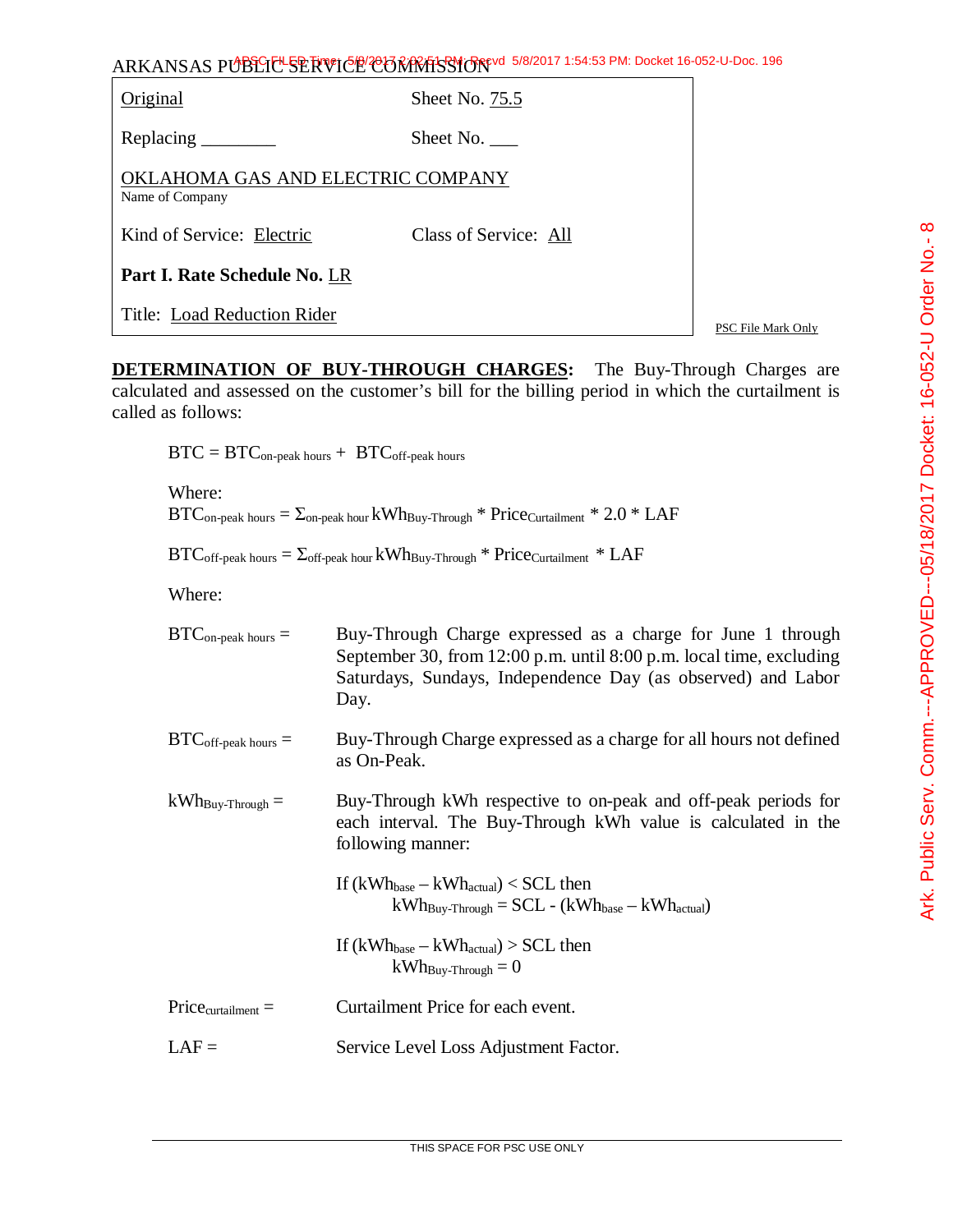ARKANSAS PUBLIC SERVICE COMMISSION

| Original | Sheet No. 75.5 |
|---|---|
| Replacing ________ | Sheet No. ___ |
| OKLAHOMA GAS AND ELECTRIC COMPANY<br>Name of Company | |
| Kind of Service: Electric | Class of Service: All |
| **Part I. Rate Schedule No.** LR | |
| Title: Load Reduction Rider | |

PSC File Mark Only

**DETERMINATION OF BUY-THROUGH CHARGES:** The Buy-Through Charges are calculated and assessed on the customer's bill for the billing period in which the curtailment is called as follows:

$$BTC = BTC_{\text{on-peak hours}} + BTC_{\text{off-peak hours}}$$

Where:

$$BTC_{\text{on-peak hours}} = \Sigma_{\text{on-peak hour}} \, kWh_{\text{Buy-Through}} * Price_{\text{Curtailment}} * 2.0 * LAF$$

$$BTC_{\text{off-peak hours}} = \Sigma_{\text{off-peak hour}} \, kWh_{\text{Buy-Through}} * Price_{\text{Curtailment}} * LAF$$

Where:

$BTC_{\text{on-peak hours}}$ = Buy-Through Charge expressed as a charge for June 1 through September 30, from 12:00 p.m. until 8:00 p.m. local time, excluding Saturdays, Sundays, Independence Day (as observed) and Labor Day.

$BTC_{\text{off-peak hours}}$ = Buy-Through Charge expressed as a charge for all hours not defined as On-Peak.

$kWh_{\text{Buy-Through}}$ = Buy-Through kWh respective to on-peak and off-peak periods for each interval. The Buy-Through kWh value is calculated in the following manner:

If $(kWh_{\text{base}} - kWh_{\text{actual}}) < SCL$ then
$kWh_{\text{Buy-Through}} = SCL - (kWh_{\text{base}} - kWh_{\text{actual}})$

If $(kWh_{\text{base}} - kWh_{\text{actual}}) > SCL$ then
$kWh_{\text{Buy-Through}} = 0$

$Price_{\text{curtailment}}$ = Curtailment Price for each event.

$LAF$ = Service Level Loss Adjustment Factor.

THIS SPACE FOR PSC USE ONLY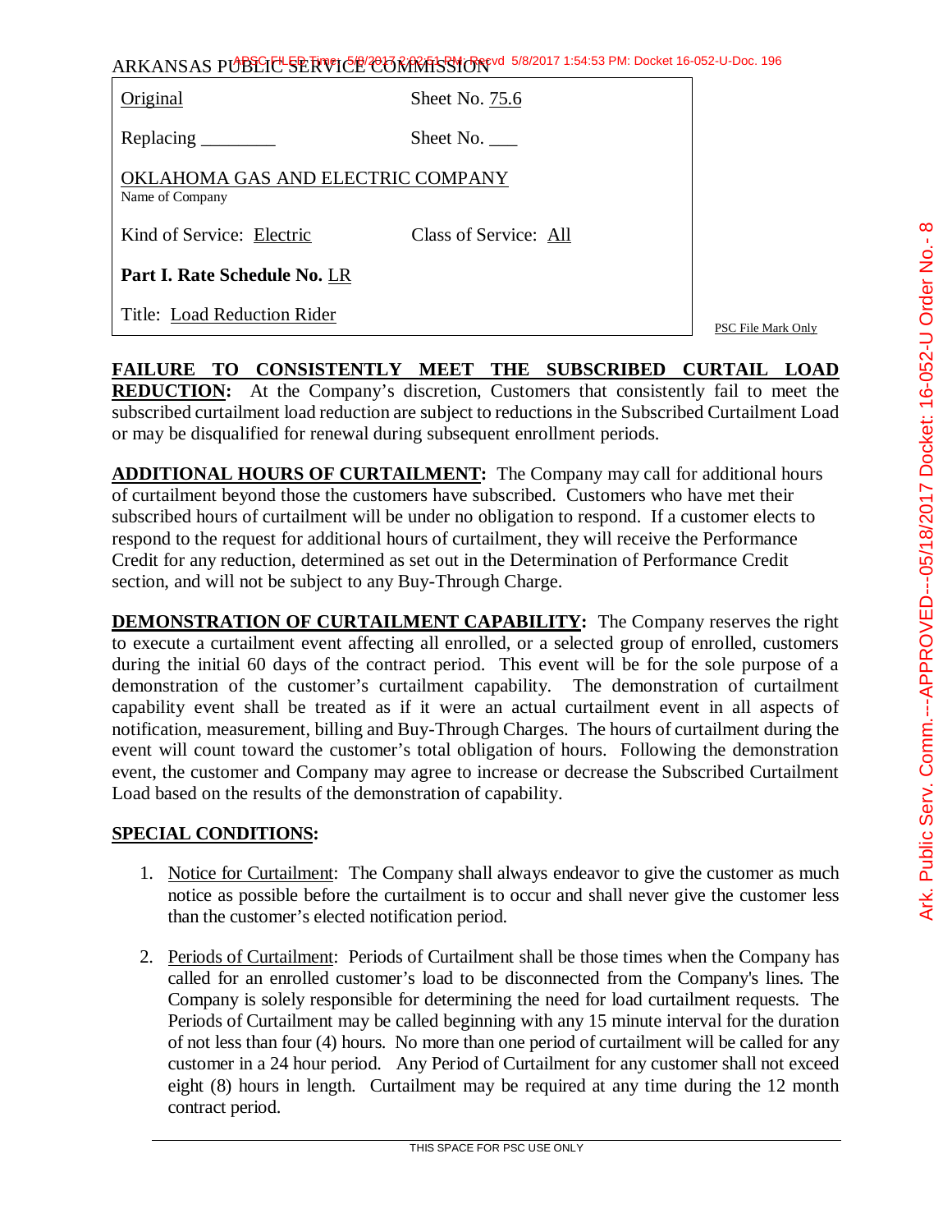ARKANSAS PUBLIC SERVICE COMMISSION

| Original | Sheet No. 75.6 |
|---|---|
| Replacing ________ | Sheet No. ___ |
| OKLAHOMA GAS AND ELECTRIC COMPANY<br>Name of Company | |
| Kind of Service: Electric | Class of Service: All |
| **Part I. Rate Schedule No.** LR | |
| Title: Load Reduction Rider | |

PSC File Mark Only

**FAILURE TO CONSISTENTLY MEET THE SUBSCRIBED CURTAIL LOAD REDUCTION:** At the Company's discretion, Customers that consistently fail to meet the subscribed curtailment load reduction are subject to reductions in the Subscribed Curtailment Load or may be disqualified for renewal during subsequent enrollment periods.

**ADDITIONAL HOURS OF CURTAILMENT:** The Company may call for additional hours of curtailment beyond those the customers have subscribed. Customers who have met their subscribed hours of curtailment will be under no obligation to respond. If a customer elects to respond to the request for additional hours of curtailment, they will receive the Performance Credit for any reduction, determined as set out in the Determination of Performance Credit section, and will not be subject to any Buy-Through Charge.

**DEMONSTRATION OF CURTAILMENT CAPABILITY:** The Company reserves the right to execute a curtailment event affecting all enrolled, or a selected group of enrolled, customers during the initial 60 days of the contract period. This event will be for the sole purpose of a demonstration of the customer's curtailment capability. The demonstration of curtailment capability event shall be treated as if it were an actual curtailment event in all aspects of notification, measurement, billing and Buy-Through Charges. The hours of curtailment during the event will count toward the customer's total obligation of hours. Following the demonstration event, the customer and Company may agree to increase or decrease the Subscribed Curtailment Load based on the results of the demonstration of capability.

**SPECIAL CONDITIONS:**

1. Notice for Curtailment: The Company shall always endeavor to give the customer as much notice as possible before the curtailment is to occur and shall never give the customer less than the customer's elected notification period.

2. Periods of Curtailment: Periods of Curtailment shall be those times when the Company has called for an enrolled customer's load to be disconnected from the Company's lines. The Company is solely responsible for determining the need for load curtailment requests. The Periods of Curtailment may be called beginning with any 15 minute interval for the duration of not less than four (4) hours. No more than one period of curtailment will be called for any customer in a 24 hour period. Any Period of Curtailment for any customer shall not exceed eight (8) hours in length. Curtailment may be required at any time during the 12 month contract period.

THIS SPACE FOR PSC USE ONLY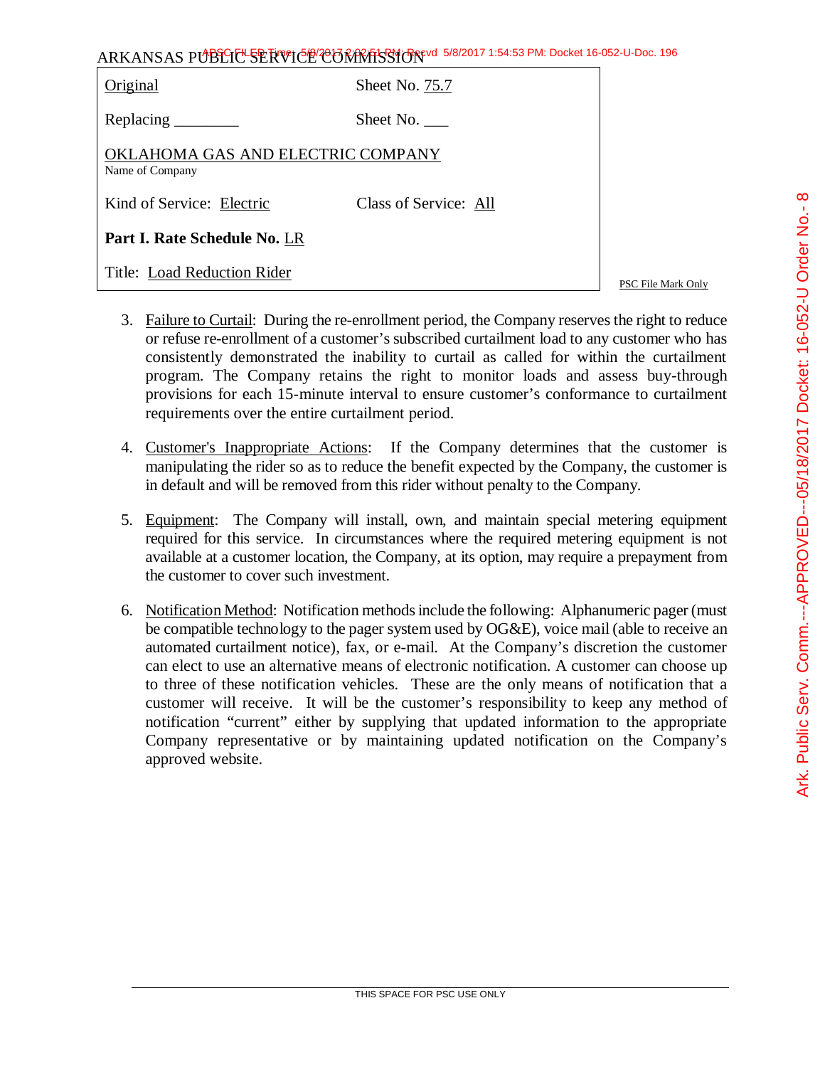ARKANSAS PUBLIC SERVICE COMMISSION

| Original | Sheet No. 75.7 |
|---|---|
| Replacing ________ | Sheet No. ___ |
| OKLAHOMA GAS AND ELECTRIC COMPANY<br>Name of Company | |
| Kind of Service: Electric | Class of Service: All |
| **Part I. Rate Schedule No.** LR | |
| Title: Load Reduction Rider | |

PSC File Mark Only

3. Failure to Curtail: During the re-enrollment period, the Company reserves the right to reduce or refuse re-enrollment of a customer's subscribed curtailment load to any customer who has consistently demonstrated the inability to curtail as called for within the curtailment program. The Company retains the right to monitor loads and assess buy-through provisions for each 15-minute interval to ensure customer's conformance to curtailment requirements over the entire curtailment period.

4. Customer's Inappropriate Actions: If the Company determines that the customer is manipulating the rider so as to reduce the benefit expected by the Company, the customer is in default and will be removed from this rider without penalty to the Company.

5. Equipment: The Company will install, own, and maintain special metering equipment required for this service. In circumstances where the required metering equipment is not available at a customer location, the Company, at its option, may require a prepayment from the customer to cover such investment.

6. Notification Method: Notification methods include the following: Alphanumeric pager (must be compatible technology to the pager system used by OG&E), voice mail (able to receive an automated curtailment notice), fax, or e-mail. At the Company's discretion the customer can elect to use an alternative means of electronic notification. A customer can choose up to three of these notification vehicles. These are the only means of notification that a customer will receive. It will be the customer's responsibility to keep any method of notification "current" either by supplying that updated information to the appropriate Company representative or by maintaining updated notification on the Company's approved website.

THIS SPACE FOR PSC USE ONLY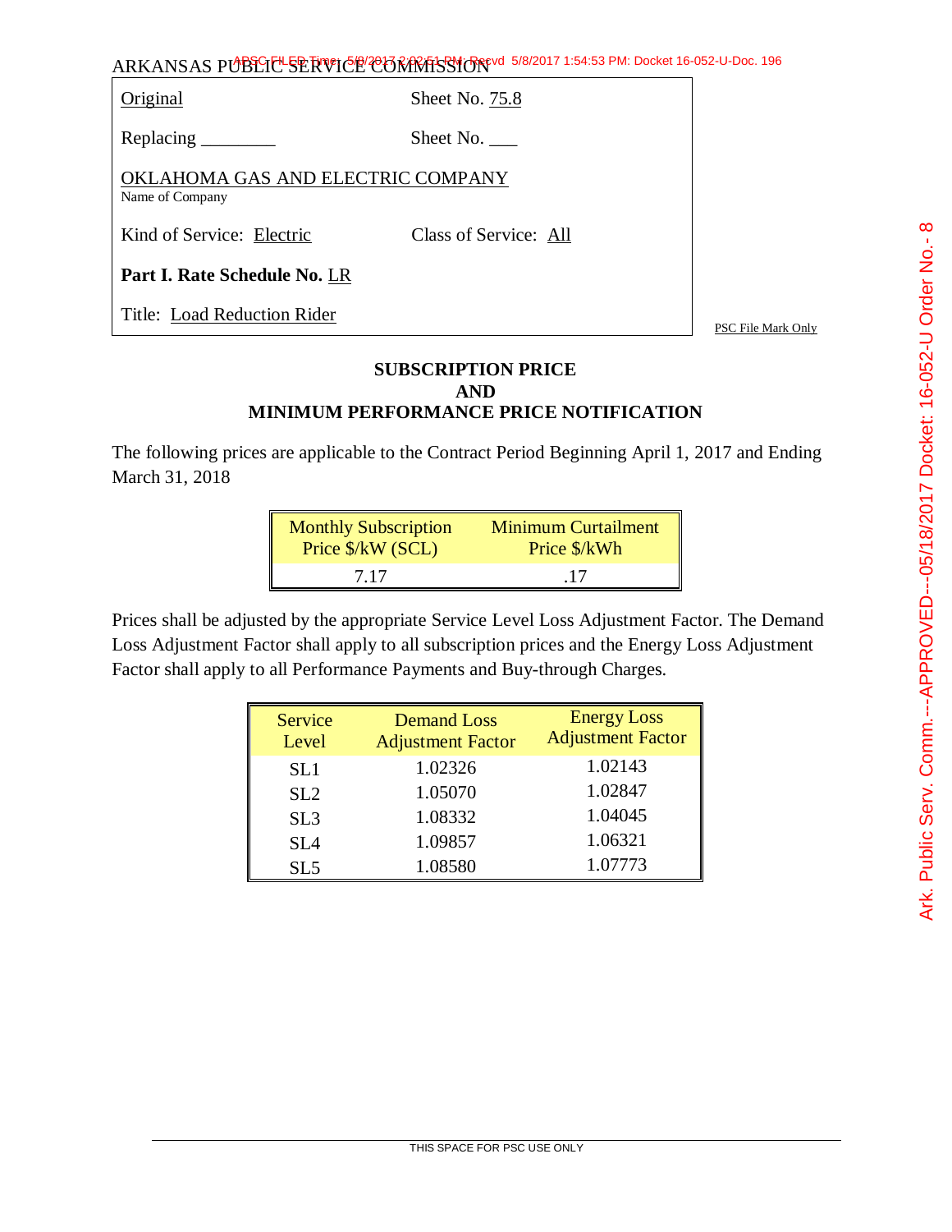ARKANSAS PUBLIC SERVICE COMMISSION

| | |
|---|---|
| Original | Sheet No. 75.8 |
| Replacing ________ | Sheet No. ___ |
| OKLAHOMA GAS AND ELECTRIC COMPANY<br>Name of Company | |
| Kind of Service: Electric | Class of Service: All |
| **Part I. Rate Schedule No.** LR | |
| Title: Load Reduction Rider | |

PSC File Mark Only

**SUBSCRIPTION PRICE**
**AND**
**MINIMUM PERFORMANCE PRICE NOTIFICATION**

The following prices are applicable to the Contract Period Beginning April 1, 2017 and Ending March 31, 2018

| Monthly Subscription Price $/kW (SCL) | Minimum Curtailment Price $/kWh |
|---|---|
| 7.17 | .17 |

Prices shall be adjusted by the appropriate Service Level Loss Adjustment Factor. The Demand Loss Adjustment Factor shall apply to all subscription prices and the Energy Loss Adjustment Factor shall apply to all Performance Payments and Buy-through Charges.

| Service Level | Demand Loss Adjustment Factor | Energy Loss Adjustment Factor |
|---|---|---|
| SL1 | 1.02326 | 1.02143 |
| SL2 | 1.05070 | 1.02847 |
| SL3 | 1.08332 | 1.04045 |
| SL4 | 1.09857 | 1.06321 |
| SL5 | 1.08580 | 1.07773 |

THIS SPACE FOR PSC USE ONLY